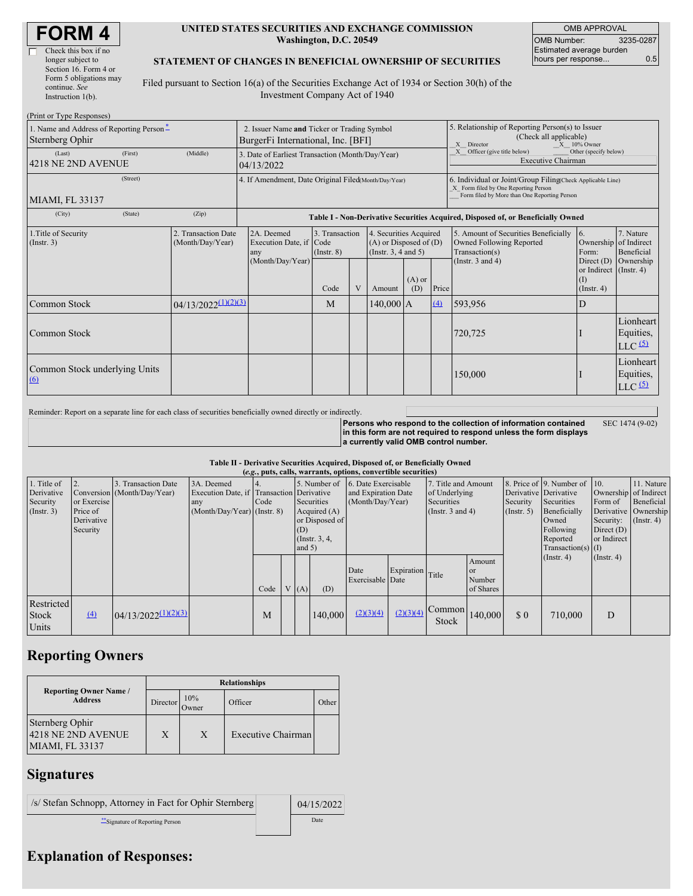# FORM 4

Check this box if no longer subject to Section 16. Form 4 or Form 5 obligations may continue. *See* Instruction 1(b).

**UNITED STATES SECURITIES AND EXCHANGE COMMISSION**
**Washington, D.C. 20549**

**STATEMENT OF CHANGES IN BENEFICIAL OWNERSHIP OF SECURITIES**

Filed pursuant to Section 16(a) of the Securities Exchange Act of 1934 or Section 30(h) of the Investment Company Act of 1940

| OMB APPROVAL | |
|---|---|
| OMB Number: | 3235-0287 |
| Estimated average burden hours per response... | 0.5 |

(Print or Type Responses)

| 1. Name and Address of Reporting Person * | 2. Issuer Name and Ticker or Trading Symbol | 5. Relationship of Reporting Person(s) to Issuer (Check all applicable) |
|---|---|---|
| Sternberg Ophir (Last) (First) (Middle) | BurgerFi International, Inc. [BFI] | _X_ Director _X_ 10% Owner |
| 4218 NE 2ND AVENUE (Street) | 3. Date of Earliest Transaction (Month/Day/Year) 04/13/2022 | _X_ Officer (give title below) ___ Other (specify below) Executive Chairman |
| MIAMI, FL 33137 (City) (State) (Zip) | 4. If Amendment, Date Original Filed(Month/Day/Year) | 6. Individual or Joint/Group Filing(Check Applicable Line) _X_ Form filed by One Reporting Person ___ Form filed by More than One Reporting Person |

**Table I - Non-Derivative Securities Acquired, Disposed of, or Beneficially Owned**

| 1.Title of Security (Instr. 3) | 2. Transaction Date (Month/Day/Year) | 2A. Deemed Execution Date, if any (Month/Day/Year) | 3. Transaction Code (Instr. 8) Code | V | 4. Securities Acquired (A) or Disposed of (D) (Instr. 3, 4 and 5) Amount | (A) or (D) | Price | 5. Amount of Securities Beneficially Owned Following Reported Transaction(s) (Instr. 3 and 4) | 6. Ownership Form: Direct (D) or Indirect (I) (Instr. 4) | 7. Nature of Indirect Beneficial Ownership (Instr. 4) |
|---|---|---|---|---|---|---|---|---|---|---|
| Common Stock | 04/13/2022 (1)(2)(3) | | M | | 140,000 | A | (4) | 593,956 | D | |
| Common Stock | | | | | | | | 720,725 | I | Lionheart Equities, LLC (5) |
| Common Stock underlying Units (6) | | | | | | | | 150,000 | I | Lionheart Equities, LLC (5) |

Reminder: Report on a separate line for each class of securities beneficially owned directly or indirectly.

**Persons who respond to the collection of information contained in this form are not required to respond unless the form displays a currently valid OMB control number.** SEC 1474 (9-02)

**Table II - Derivative Securities Acquired, Disposed of, or Beneficially Owned**
***(e.g., puts, calls, warrants, options, convertible securities)***

| 1. Title of Derivative Security (Instr. 3) | 2. Conversion or Exercise Price of Derivative Security | 3. Transaction Date (Month/Day/Year) | 3A. Deemed Execution Date, if any (Month/Day/Year) | 4. Transaction Code (Instr. 8) Code | V | 5. Number of Derivative Securities Acquired (A) or Disposed of (D) (Instr. 3, 4, and 5) (A) | (D) | 6. Date Exercisable and Expiration Date (Month/Day/Year) Date Exercisable | Expiration Date | 7. Title and Amount of Underlying Securities (Instr. 3 and 4) Title | Amount or Number of Shares | 8. Price of Derivative Security (Instr. 5) | 9. Number of Derivative Securities Beneficially Owned Following Reported Transaction(s) (Instr. 4) | 10. Ownership Form of Derivative Security: Direct (D) or Indirect (I) (Instr. 4) | 11. Nature of Indirect Beneficial Ownership (Instr. 4) |
|---|---|---|---|---|---|---|---|---|---|---|---|---|---|---|---|
| Restricted Stock Units | (4) | 04/13/2022 (1)(2)(3) | | M | | | 140,000 | (2)(3)(4) | (2)(3)(4) | Common Stock | 140,000 | $ 0 | 710,000 | D | |

## Reporting Owners

| Reporting Owner Name / Address | Director | 10% Owner | Officer | Other |
|---|---|---|---|---|
| Sternberg Ophir 4218 NE 2ND AVENUE MIAMI, FL 33137 | X | X | Executive Chairman | |

## Signatures

| /s/ Stefan Schnopp, Attorney in Fact for Ophir Sternberg | 04/15/2022 |
|---|---|
| **Signature of Reporting Person | Date |

## Explanation of Responses: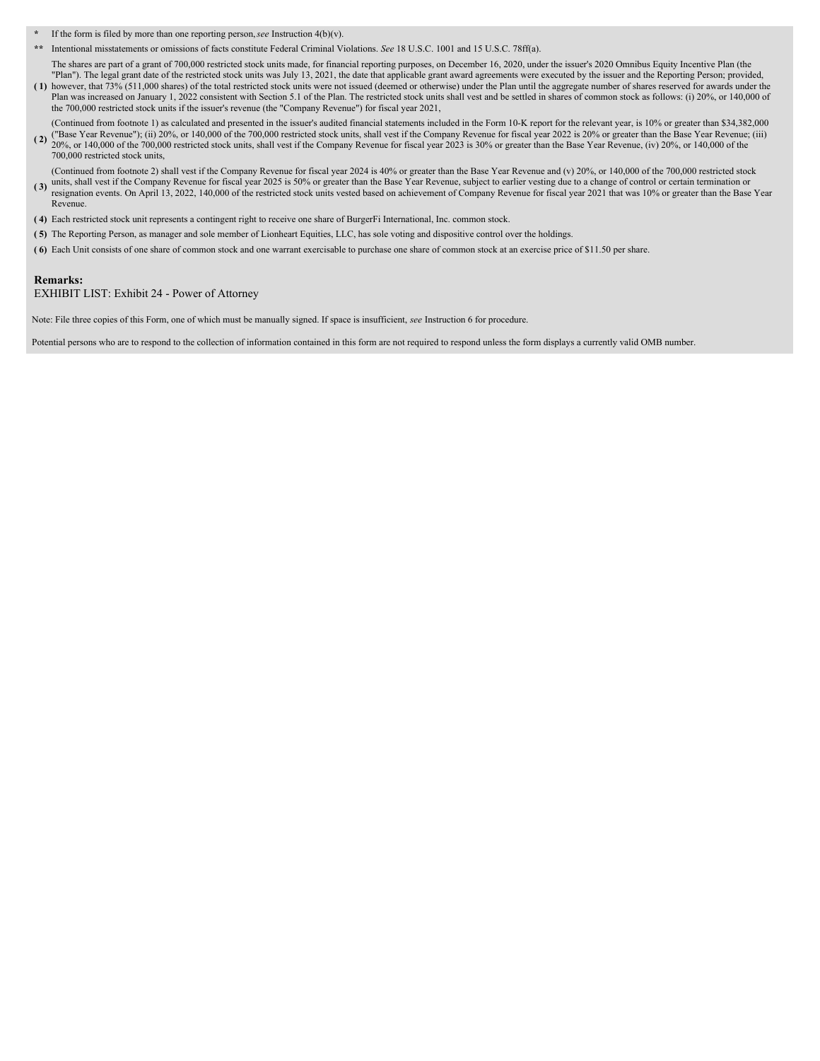\* If the form is filed by more than one reporting person, *see* Instruction 4(b)(v).

\*\* Intentional misstatements or omissions of facts constitute Federal Criminal Violations. *See* 18 U.S.C. 1001 and 15 U.S.C. 78ff(a).

( 1) The shares are part of a grant of 700,000 restricted stock units made, for financial reporting purposes, on December 16, 2020, under the issuer's 2020 Omnibus Equity Incentive Plan (the "Plan"). The legal grant date of the restricted stock units was July 13, 2021, the date that applicable grant award agreements were executed by the issuer and the Reporting Person; provided, however, that 73% (511,000 shares) of the total restricted stock units were not issued (deemed or otherwise) under the Plan until the aggregate number of shares reserved for awards under the Plan was increased on January 1, 2022 consistent with Section 5.1 of the Plan. The restricted stock units shall vest and be settled in shares of common stock as follows: (i) 20%, or 140,000 of the 700,000 restricted stock units if the issuer's revenue (the "Company Revenue") for fiscal year 2021,

( 2) (Continued from footnote 1) as calculated and presented in the issuer's audited financial statements included in the Form 10-K report for the relevant year, is 10% or greater than $34,382,000 ("Base Year Revenue"); (ii) 20%, or 140,000 of the 700,000 restricted stock units, shall vest if the Company Revenue for fiscal year 2022 is 20% or greater than the Base Year Revenue; (iii) 20%, or 140,000 of the 700,000 restricted stock units, shall vest if the Company Revenue for fiscal year 2023 is 30% or greater than the Base Year Revenue, (iv) 20%, or 140,000 of the 700,000 restricted stock units,

( 3) (Continued from footnote 2) shall vest if the Company Revenue for fiscal year 2024 is 40% or greater than the Base Year Revenue and (v) 20%, or 140,000 of the 700,000 restricted stock units, shall vest if the Company Revenue for fiscal year 2025 is 50% or greater than the Base Year Revenue, subject to earlier vesting due to a change of control or certain termination or resignation events. On April 13, 2022, 140,000 of the restricted stock units vested based on achievement of Company Revenue for fiscal year 2021 that was 10% or greater than the Base Year Revenue.

( 4) Each restricted stock unit represents a contingent right to receive one share of BurgerFi International, Inc. common stock.

( 5) The Reporting Person, as manager and sole member of Lionheart Equities, LLC, has sole voting and dispositive control over the holdings.

( 6) Each Unit consists of one share of common stock and one warrant exercisable to purchase one share of common stock at an exercise price of $11.50 per share.

**Remarks:**

EXHIBIT LIST: Exhibit 24 - Power of Attorney

Note: File three copies of this Form, one of which must be manually signed. If space is insufficient, *see* Instruction 6 for procedure.

Potential persons who are to respond to the collection of information contained in this form are not required to respond unless the form displays a currently valid OMB number.